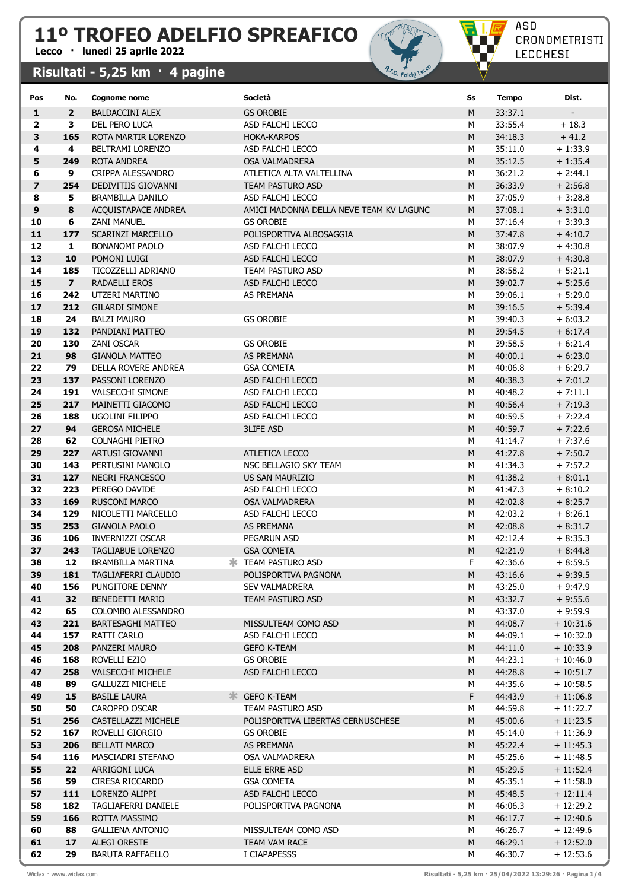# 11º TROFEO ADELFIO SPREAFICO

**Lecco · lunedì 25 aprile 2022**

ASD CRONOMETRISTI LECCHESI

## Risultati - 5,25 km · 4 pagine

| Pos | No. | Cognome nome | Società | Ss | Tempo | Dist. |
|---|---|---|---|---|---|---|
| 1 | 2 | BALDACCINI ALEX | GS OROBIE | M | 33:37.1 | - |
| 2 | 3 | DEL PERO LUCA | ASD FALCHI LECCO | M | 33:55.4 | + 18.3 |
| 3 | 165 | ROTA MARTIR LORENZO | HOKA-KARPOS | M | 34:18.3 | + 41.2 |
| 4 | 4 | BELTRAMI LORENZO | ASD FALCHI LECCO | M | 35:11.0 | + 1:33.9 |
| 5 | 249 | ROTA ANDREA | OSA VALMADRERA | M | 35:12.5 | + 1:35.4 |
| 6 | 9 | CRIPPA ALESSANDRO | ATLETICA ALTA VALTELLINA | M | 36:21.2 | + 2:44.1 |
| 7 | 254 | DEDIVITIIS GIOVANNI | TEAM PASTURO ASD | M | 36:33.9 | + 2:56.8 |
| 8 | 5 | BRAMBILLA DANILO | ASD FALCHI LECCO | M | 37:05.9 | + 3:28.8 |
| 9 | 8 | ACQUISTAPACE ANDREA | AMICI MADONNA DELLA NEVE TEAM KV LAGUNC | M | 37:08.1 | + 3:31.0 |
| 10 | 6 | ZANI MANUEL | GS OROBIE | M | 37:16.4 | + 3:39.3 |
| 11 | 177 | SCARINZI MARCELLO | POLISPORTIVA ALBOSAGGIA | M | 37:47.8 | + 4:10.7 |
| 12 | 1 | BONANOMI PAOLO | ASD FALCHI LECCO | M | 38:07.9 | + 4:30.8 |
| 13 | 10 | POMONI LUIGI | ASD FALCHI LECCO | M | 38:07.9 | + 4:30.8 |
| 14 | 185 | TICOZZELLI ADRIANO | TEAM PASTURO ASD | M | 38:58.2 | + 5:21.1 |
| 15 | 7 | RADAELLI EROS | ASD FALCHI LECCO | M | 39:02.7 | + 5:25.6 |
| 16 | 242 | UTZERI MARTINO | AS PREMANA | M | 39:06.1 | + 5:29.0 |
| 17 | 212 | GILARDI SIMONE | | M | 39:16.5 | + 5:39.4 |
| 18 | 24 | BALZI MAURO | GS OROBIE | M | 39:40.3 | + 6:03.2 |
| 19 | 132 | PANDIANI MATTEO | | M | 39:54.5 | + 6:17.4 |
| 20 | 130 | ZANI OSCAR | GS OROBIE | M | 39:58.5 | + 6:21.4 |
| 21 | 98 | GIANOLA MATTEO | AS PREMANA | M | 40:00.1 | + 6:23.0 |
| 22 | 79 | DELLA ROVERE ANDREA | GSA COMETA | M | 40:06.8 | + 6:29.7 |
| 23 | 137 | PASSONI LORENZO | ASD FALCHI LECCO | M | 40:38.3 | + 7:01.2 |
| 24 | 191 | VALSECCHI SIMONE | ASD FALCHI LECCO | M | 40:48.2 | + 7:11.1 |
| 25 | 217 | MAINETTI GIACOMO | ASD FALCHI LECCO | M | 40:56.4 | + 7:19.3 |
| 26 | 188 | UGOLINI FILIPPO | ASD FALCHI LECCO | M | 40:59.5 | + 7:22.4 |
| 27 | 94 | GEROSA MICHELE | 3LIFE ASD | M | 40:59.7 | + 7:22.6 |
| 28 | 62 | COLNAGHI PIETRO | | M | 41:14.7 | + 7:37.6 |
| 29 | 227 | ARTUSI GIOVANNI | ATLETICA LECCO | M | 41:27.8 | + 7:50.7 |
| 30 | 143 | PERTUSINI MANOLO | NSC BELLAGIO SKY TEAM | M | 41:34.3 | + 7:57.2 |
| 31 | 127 | NEGRI FRANCESCO | US SAN MAURIZIO | M | 41:38.2 | + 8:01.1 |
| 32 | 223 | PEREGO DAVIDE | ASD FALCHI LECCO | M | 41:47.3 | + 8:10.2 |
| 33 | 169 | RUSCONI MARCO | OSA VALMADRERA | M | 42:02.8 | + 8:25.7 |
| 34 | 129 | NICOLETTI MARCELLO | ASD FALCHI LECCO | M | 42:03.2 | + 8:26.1 |
| 35 | 253 | GIANOLA PAOLO | AS PREMANA | M | 42:08.8 | + 8:31.7 |
| 36 | 106 | INVERNIZZI OSCAR | PEGARUN ASD | M | 42:12.4 | + 8:35.3 |
| 37 | 243 | TAGLIABUE LORENZO | GSA COMETA | M | 42:21.9 | + 8:44.8 |
| 38 | 12 | BRAMBILLA MARTINA | * TEAM PASTURO ASD | F | 42:36.6 | + 8:59.5 |
| 39 | 181 | TAGLIAFERRI CLAUDIO | POLISPORTIVA PAGNONA | M | 43:16.6 | + 9:39.5 |
| 40 | 156 | PUNGITORE DENNY | SEV VALMADRERA | M | 43:25.0 | + 9:47.9 |
| 41 | 32 | BENEDETTI MARIO | TEAM PASTURO ASD | M | 43:32.7 | + 9:55.6 |
| 42 | 65 | COLOMBO ALESSANDRO | | M | 43:37.0 | + 9:59.9 |
| 43 | 221 | BARTESAGHI MATTEO | MISSULTEAM COMO ASD | M | 44:08.7 | + 10:31.6 |
| 44 | 157 | RATTI CARLO | ASD FALCHI LECCO | M | 44:09.1 | + 10:32.0 |
| 45 | 208 | PANZERI MAURO | GEFO K-TEAM | M | 44:11.0 | + 10:33.9 |
| 46 | 168 | ROVELLI EZIO | GS OROBIE | M | 44:23.1 | + 10:46.0 |
| 47 | 258 | VALSECCHI MICHELE | ASD FALCHI LECCO | M | 44:28.8 | + 10:51.7 |
| 48 | 89 | GALLUZZI MICHELE | | M | 44:35.6 | + 10:58.5 |
| 49 | 15 | BASILE LAURA | * GEFO K-TEAM | F | 44:43.9 | + 11:06.8 |
| 50 | 50 | CAROPPO OSCAR | TEAM PASTURO ASD | M | 44:59.8 | + 11:22.7 |
| 51 | 256 | CASTELLAZZI MICHELE | POLISPORTIVA LIBERTAS CERNUSCHESE | M | 45:00.6 | + 11:23.5 |
| 52 | 167 | ROVELLI GIORGIO | GS OROBIE | M | 45:14.0 | + 11:36.9 |
| 53 | 206 | BELLATI MARCO | AS PREMANA | M | 45:22.4 | + 11:45.3 |
| 54 | 116 | MASCIADRI STEFANO | OSA VALMADRERA | M | 45:25.6 | + 11:48.5 |
| 55 | 22 | ARRIGONI LUCA | ELLE ERRE ASD | M | 45:29.5 | + 11:52.4 |
| 56 | 59 | CIRESA RICCARDO | GSA COMETA | M | 45:35.1 | + 11:58.0 |
| 57 | 111 | LORENZO ALIPPI | ASD FALCHI LECCO | M | 45:48.5 | + 12:11.4 |
| 58 | 182 | TAGLIAFERRI DANIELE | POLISPORTIVA PAGNONA | M | 46:06.3 | + 12:29.2 |
| 59 | 166 | ROTTA MASSIMO | | M | 46:17.7 | + 12:40.6 |
| 60 | 88 | GALLIENA ANTONIO | MISSULTEAM COMO ASD | M | 46:26.7 | + 12:49.6 |
| 61 | 17 | ALEGI ORESTE | TEAM VAM RACE | M | 46:29.1 | + 12:52.0 |
| 62 | 29 | BARUTA RAFFAELLO | I CIAPAPESSS | M | 46:30.7 | + 12:53.6 |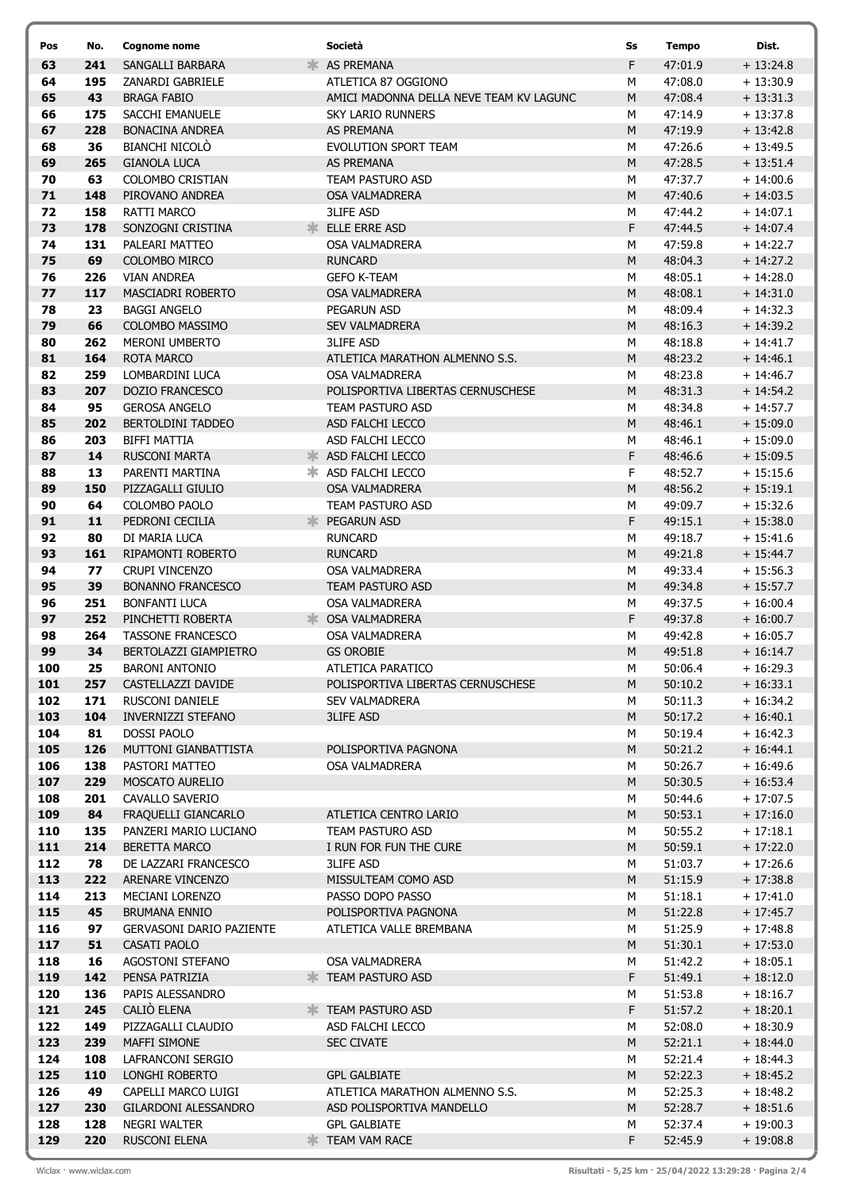| Pos | No. | Cognome nome | | Società | Ss | Tempo | Dist. |
|---|---|---|---|---|---|---|---|
| 63 | 241 | SANGALLI BARBARA | * | AS PREMANA | F | 47:01.9 | + 13:24.8 |
| 64 | 195 | ZANARDI GABRIELE | | ATLETICA 87 OGGIONO | M | 47:08.0 | + 13:30.9 |
| 65 | 43 | BRAGA FABIO | | AMICI MADONNA DELLA NEVE TEAM KV LAGUNC | M | 47:08.4 | + 13:31.3 |
| 66 | 175 | SACCHI EMANUELE | | SKY LARIO RUNNERS | M | 47:14.9 | + 13:37.8 |
| 67 | 228 | BONACINA ANDREA | | AS PREMANA | M | 47:19.9 | + 13:42.8 |
| 68 | 36 | BIANCHI NICOLÒ | | EVOLUTION SPORT TEAM | M | 47:26.6 | + 13:49.5 |
| 69 | 265 | GIANOLA LUCA | | AS PREMANA | M | 47:28.5 | + 13:51.4 |
| 70 | 63 | COLOMBO CRISTIAN | | TEAM PASTURO ASD | M | 47:37.7 | + 14:00.6 |
| 71 | 148 | PIROVANO ANDREA | | OSA VALMADRERA | M | 47:40.6 | + 14:03.5 |
| 72 | 158 | RATTI MARCO | | 3LIFE ASD | M | 47:44.2 | + 14:07.1 |
| 73 | 178 | SONZOGNI CRISTINA | * | ELLE ERRE ASD | F | 47:44.5 | + 14:07.4 |
| 74 | 131 | PALEARI MATTEO | | OSA VALMADRERA | M | 47:59.8 | + 14:22.7 |
| 75 | 69 | COLOMBO MIRCO | | RUNCARD | M | 48:04.3 | + 14:27.2 |
| 76 | 226 | VIAN ANDREA | | GEFO K-TEAM | M | 48:05.1 | + 14:28.0 |
| 77 | 117 | MASCIADRI ROBERTO | | OSA VALMADRERA | M | 48:08.1 | + 14:31.0 |
| 78 | 23 | BAGGI ANGELO | | PEGARUN ASD | M | 48:09.4 | + 14:32.3 |
| 79 | 66 | COLOMBO MASSIMO | | SEV VALMADRERA | M | 48:16.3 | + 14:39.2 |
| 80 | 262 | MERONI UMBERTO | | 3LIFE ASD | M | 48:18.8 | + 14:41.7 |
| 81 | 164 | ROTA MARCO | | ATLETICA MARATHON ALMENNO S.S. | M | 48:23.2 | + 14:46.1 |
| 82 | 259 | LOMBARDINI LUCA | | OSA VALMADRERA | M | 48:23.8 | + 14:46.7 |
| 83 | 207 | DOZIO FRANCESCO | | POLISPORTIVA LIBERTAS CERNUSCHESE | M | 48:31.3 | + 14:54.2 |
| 84 | 95 | GEROSA ANGELO | | TEAM PASTURO ASD | M | 48:34.8 | + 14:57.7 |
| 85 | 202 | BERTOLDINI TADDEO | | ASD FALCHI LECCO | M | 48:46.1 | + 15:09.0 |
| 86 | 203 | BIFFI MATTIA | | ASD FALCHI LECCO | M | 48:46.1 | + 15:09.0 |
| 87 | 14 | RUSCONI MARTA | * | ASD FALCHI LECCO | F | 48:46.6 | + 15:09.5 |
| 88 | 13 | PARENTI MARTINA | * | ASD FALCHI LECCO | F | 48:52.7 | + 15:15.6 |
| 89 | 150 | PIZZAGALLI GIULIO | | OSA VALMADRERA | M | 48:56.2 | + 15:19.1 |
| 90 | 64 | COLOMBO PAOLO | | TEAM PASTURO ASD | M | 49:09.7 | + 15:32.6 |
| 91 | 11 | PEDRONI CECILIA | * | PEGARUN ASD | F | 49:15.1 | + 15:38.0 |
| 92 | 80 | DI MARIA LUCA | | RUNCARD | M | 49:18.7 | + 15:41.6 |
| 93 | 161 | RIPAMONTI ROBERTO | | RUNCARD | M | 49:21.8 | + 15:44.7 |
| 94 | 77 | CRUPI VINCENZO | | OSA VALMADRERA | M | 49:33.4 | + 15:56.3 |
| 95 | 39 | BONANNO FRANCESCO | | TEAM PASTURO ASD | M | 49:34.8 | + 15:57.7 |
| 96 | 251 | BONFANTI LUCA | | OSA VALMADRERA | M | 49:37.5 | + 16:00.4 |
| 97 | 252 | PINCHETTI ROBERTA | * | OSA VALMADRERA | F | 49:37.8 | + 16:00.7 |
| 98 | 264 | TASSONE FRANCESCO | | OSA VALMADRERA | M | 49:42.8 | + 16:05.7 |
| 99 | 34 | BERTOLAZZI GIAMPIETRO | | GS OROBIE | M | 49:51.8 | + 16:14.7 |
| 100 | 25 | BARONI ANTONIO | | ATLETICA PARATICO | M | 50:06.4 | + 16:29.3 |
| 101 | 257 | CASTELLAZZI DAVIDE | | POLISPORTIVA LIBERTAS CERNUSCHESE | M | 50:10.2 | + 16:33.1 |
| 102 | 171 | RUSCONI DANIELE | | SEV VALMADRERA | M | 50:11.3 | + 16:34.2 |
| 103 | 104 | INVERNIZZI STEFANO | | 3LIFE ASD | M | 50:17.2 | + 16:40.1 |
| 104 | 81 | DOSSI PAOLO | | | M | 50:19.4 | + 16:42.3 |
| 105 | 126 | MUTTONI GIANBATTISTA | | POLISPORTIVA PAGNONA | M | 50:21.2 | + 16:44.1 |
| 106 | 138 | PASTORI MATTEO | | OSA VALMADRERA | M | 50:26.7 | + 16:49.6 |
| 107 | 229 | MOSCATO AURELIO | | | M | 50:30.5 | + 16:53.4 |
| 108 | 201 | CAVALLO SAVERIO | | | M | 50:44.6 | + 17:07.5 |
| 109 | 84 | FRAQUELLI GIANCARLO | | ATLETICA CENTRO LARIO | M | 50:53.1 | + 17:16.0 |
| 110 | 135 | PANZERI MARIO LUCIANO | | TEAM PASTURO ASD | M | 50:55.2 | + 17:18.1 |
| 111 | 214 | BERETTA MARCO | | I RUN FOR FUN THE CURE | M | 50:59.1 | + 17:22.0 |
| 112 | 78 | DE LAZZARI FRANCESCO | | 3LIFE ASD | M | 51:03.7 | + 17:26.6 |
| 113 | 222 | ARENARE VINCENZO | | MISSULTEAM COMO ASD | M | 51:15.9 | + 17:38.8 |
| 114 | 213 | MECIANI LORENZO | | PASSO DOPO PASSO | M | 51:18.1 | + 17:41.0 |
| 115 | 45 | BRUMANA ENNIO | | POLISPORTIVA PAGNONA | M | 51:22.8 | + 17:45.7 |
| 116 | 97 | GERVASONI DARIO PAZIENTE | | ATLETICA VALLE BREMBANA | M | 51:25.9 | + 17:48.8 |
| 117 | 51 | CASATI PAOLO | | | M | 51:30.1 | + 17:53.0 |
| 118 | 16 | AGOSTONI STEFANO | | OSA VALMADRERA | M | 51:42.2 | + 18:05.1 |
| 119 | 142 | PENSA PATRIZIA | * | TEAM PASTURO ASD | F | 51:49.1 | + 18:12.0 |
| 120 | 136 | PAPIS ALESSANDRO | | | M | 51:53.8 | + 18:16.7 |
| 121 | 245 | CALIÒ ELENA | * | TEAM PASTURO ASD | F | 51:57.2 | + 18:20.1 |
| 122 | 149 | PIZZAGALLI CLAUDIO | | ASD FALCHI LECCO | M | 52:08.0 | + 18:30.9 |
| 123 | 239 | MAFFI SIMONE | | SEC CIVATE | M | 52:21.1 | + 18:44.0 |
| 124 | 108 | LAFRANCONI SERGIO | | | M | 52:21.4 | + 18:44.3 |
| 125 | 110 | LONGHI ROBERTO | | GPL GALBIATE | M | 52:22.3 | + 18:45.2 |
| 126 | 49 | CAPELLI MARCO LUIGI | | ATLETICA MARATHON ALMENNO S.S. | M | 52:25.3 | + 18:48.2 |
| 127 | 230 | GILARDONI ALESSANDRO | | ASD POLISPORTIVA MANDELLO | M | 52:28.7 | + 18:51.6 |
| 128 | 128 | NEGRI WALTER | | GPL GALBIATE | M | 52:37.4 | + 19:00.3 |
| 129 | 220 | RUSCONI ELENA | * | TEAM VAM RACE | F | 52:45.9 | + 19:08.8 |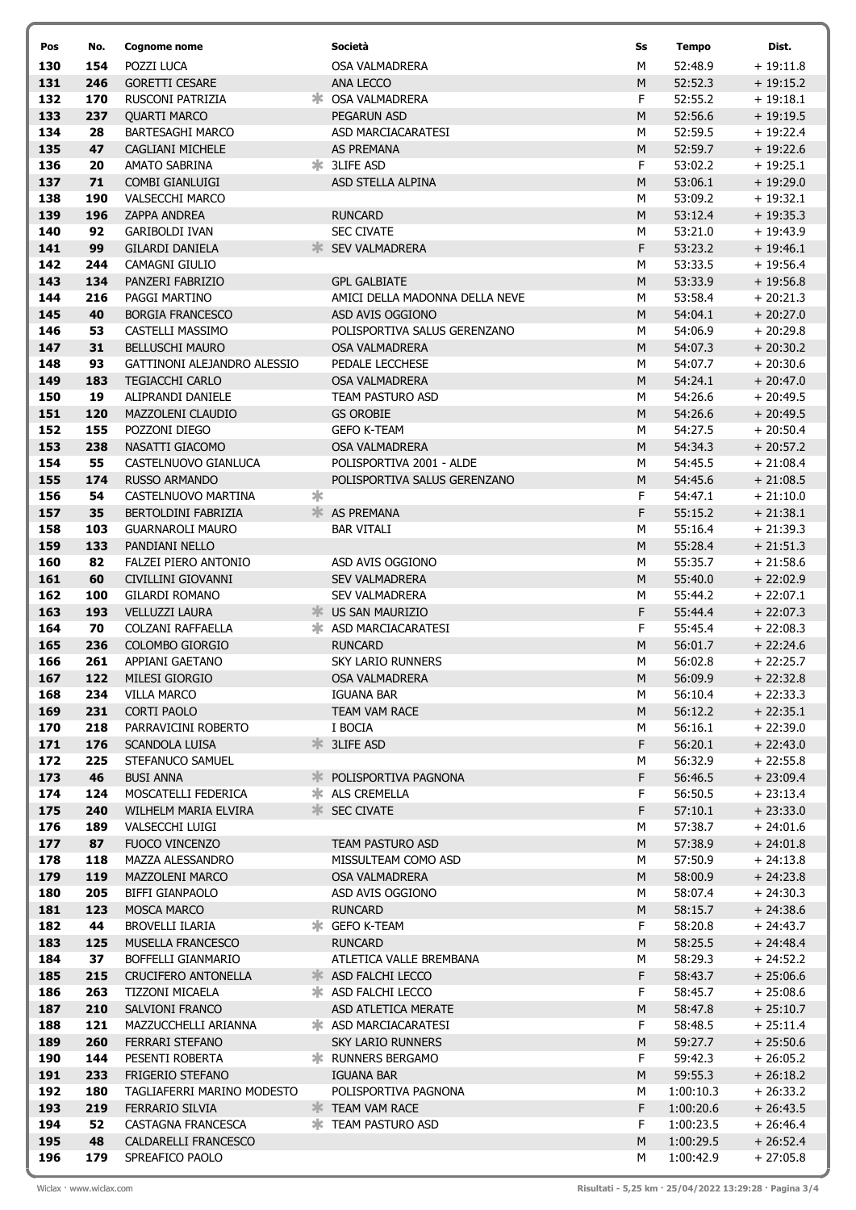| Pos | No. | Cognome nome | | Società | Ss | Tempo | Dist. |
|---|---|---|---|---|---|---|---|
| 130 | 154 | POZZI LUCA | | OSA VALMADRERA | M | 52:48.9 | + 19:11.8 |
| 131 | 246 | GORETTI CESARE | | ANA LECCO | M | 52:52.3 | + 19:15.2 |
| 132 | 170 | RUSCONI PATRIZIA | * | OSA VALMADRERA | F | 52:55.2 | + 19:18.1 |
| 133 | 237 | QUARTI MARCO | | PEGARUN ASD | M | 52:56.6 | + 19:19.5 |
| 134 | 28 | BARTESAGHI MARCO | | ASD MARCIACARATESI | M | 52:59.5 | + 19:22.4 |
| 135 | 47 | CAGLIANI MICHELE | | AS PREMANA | M | 52:59.7 | + 19:22.6 |
| 136 | 20 | AMATO SABRINA | * | 3LIFE ASD | F | 53:02.2 | + 19:25.1 |
| 137 | 71 | COMBI GIANLUIGI | | ASD STELLA ALPINA | M | 53:06.1 | + 19:29.0 |
| 138 | 190 | VALSECCHI MARCO | | | M | 53:09.2 | + 19:32.1 |
| 139 | 196 | ZAPPA ANDREA | | RUNCARD | M | 53:12.4 | + 19:35.3 |
| 140 | 92 | GARIBOLDI IVAN | | SEC CIVATE | M | 53:21.0 | + 19:43.9 |
| 141 | 99 | GILARDI DANIELA | * | SEV VALMADRERA | F | 53:23.2 | + 19:46.1 |
| 142 | 244 | CAMAGNI GIULIO | | | M | 53:33.5 | + 19:56.4 |
| 143 | 134 | PANZERI FABRIZIO | | GPL GALBIATE | M | 53:33.9 | + 19:56.8 |
| 144 | 216 | PAGGI MARTINO | | AMICI DELLA MADONNA DELLA NEVE | M | 53:58.4 | + 20:21.3 |
| 145 | 40 | BORGIA FRANCESCO | | ASD AVIS OGGIONO | M | 54:04.1 | + 20:27.0 |
| 146 | 53 | CASTELLI MASSIMO | | POLISPORTIVA SALUS GERENZANO | M | 54:06.9 | + 20:29.8 |
| 147 | 31 | BELLUSCHI MAURO | | OSA VALMADRERA | M | 54:07.3 | + 20:30.2 |
| 148 | 93 | GATTINONI ALEJANDRO ALESSIO | | PEDALE LECCHESE | M | 54:07.7 | + 20:30.6 |
| 149 | 183 | TEGIACCHI CARLO | | OSA VALMADRERA | M | 54:24.1 | + 20:47.0 |
| 150 | 19 | ALIPRANDI DANIELE | | TEAM PASTURO ASD | M | 54:26.6 | + 20:49.5 |
| 151 | 120 | MAZZOLENI CLAUDIO | | GS OROBIE | M | 54:26.6 | + 20:49.5 |
| 152 | 155 | POZZONI DIEGO | | GEFO K-TEAM | M | 54:27.5 | + 20:50.4 |
| 153 | 238 | NASATTI GIACOMO | | OSA VALMADRERA | M | 54:34.3 | + 20:57.2 |
| 154 | 55 | CASTELNUOVO GIANLUCA | | POLISPORTIVA 2001 - ALDE | M | 54:45.5 | + 21:08.4 |
| 155 | 174 | RUSSO ARMANDO | | POLISPORTIVA SALUS GERENZANO | M | 54:45.6 | + 21:08.5 |
| 156 | 54 | CASTELNUOVO MARTINA | * | | F | 54:47.1 | + 21:10.0 |
| 157 | 35 | BERTOLDINI FABRIZIA | * | AS PREMANA | F | 55:15.2 | + 21:38.1 |
| 158 | 103 | GUARNAROLI MAURO | | BAR VITALI | M | 55:16.4 | + 21:39.3 |
| 159 | 133 | PANDIANI NELLO | | | M | 55:28.4 | + 21:51.3 |
| 160 | 82 | FALZEI PIERO ANTONIO | | ASD AVIS OGGIONO | M | 55:35.7 | + 21:58.6 |
| 161 | 60 | CIVILLINI GIOVANNI | | SEV VALMADRERA | M | 55:40.0 | + 22:02.9 |
| 162 | 100 | GILARDI ROMANO | | SEV VALMADRERA | M | 55:44.2 | + 22:07.1 |
| 163 | 193 | VELLUZZI LAURA | * | US SAN MAURIZIO | F | 55:44.4 | + 22:07.3 |
| 164 | 70 | COLZANI RAFFAELLA | * | ASD MARCIACARATESI | F | 55:45.4 | + 22:08.3 |
| 165 | 236 | COLOMBO GIORGIO | | RUNCARD | M | 56:01.7 | + 22:24.6 |
| 166 | 261 | APPIANI GAETANO | | SKY LARIO RUNNERS | M | 56:02.8 | + 22:25.7 |
| 167 | 122 | MILESI GIORGIO | | OSA VALMADRERA | M | 56:09.9 | + 22:32.8 |
| 168 | 234 | VILLA MARCO | | IGUANA BAR | M | 56:10.4 | + 22:33.3 |
| 169 | 231 | CORTI PAOLO | | TEAM VAM RACE | M | 56:12.2 | + 22:35.1 |
| 170 | 218 | PARRAVICINI ROBERTO | | I BOCIA | M | 56:16.1 | + 22:39.0 |
| 171 | 176 | SCANDOLA LUISA | * | 3LIFE ASD | F | 56:20.1 | + 22:43.0 |
| 172 | 225 | STEFANUCO SAMUEL | | | M | 56:32.9 | + 22:55.8 |
| 173 | 46 | BUSI ANNA | * | POLISPORTIVA PAGNONA | F | 56:46.5 | + 23:09.4 |
| 174 | 124 | MOSCATELLI FEDERICA | * | ALS CREMELLA | F | 56:50.5 | + 23:13.4 |
| 175 | 240 | WILHELM MARIA ELVIRA | * | SEC CIVATE | F | 57:10.1 | + 23:33.0 |
| 176 | 189 | VALSECCHI LUIGI | | | M | 57:38.7 | + 24:01.6 |
| 177 | 87 | FUOCO VINCENZO | | TEAM PASTURO ASD | M | 57:38.9 | + 24:01.8 |
| 178 | 118 | MAZZA ALESSANDRO | | MISSULTEAM COMO ASD | M | 57:50.9 | + 24:13.8 |
| 179 | 119 | MAZZOLENI MARCO | | OSA VALMADRERA | M | 58:00.9 | + 24:23.8 |
| 180 | 205 | BIFFI GIANPAOLO | | ASD AVIS OGGIONO | M | 58:07.4 | + 24:30.3 |
| 181 | 123 | MOSCA MARCO | | RUNCARD | M | 58:15.7 | + 24:38.6 |
| 182 | 44 | BROVELLI ILARIA | * | GEFO K-TEAM | F | 58:20.8 | + 24:43.7 |
| 183 | 125 | MUSELLA FRANCESCO | | RUNCARD | M | 58:25.5 | + 24:48.4 |
| 184 | 37 | BOFFELLI GIANMARIO | | ATLETICA VALLE BREMBANA | M | 58:29.3 | + 24:52.2 |
| 185 | 215 | CRUCIFERO ANTONELLA | * | ASD FALCHI LECCO | F | 58:43.7 | + 25:06.6 |
| 186 | 263 | TIZZONI MICAELA | * | ASD FALCHI LECCO | F | 58:45.7 | + 25:08.6 |
| 187 | 210 | SALVIONI FRANCO | | ASD ATLETICA MERATE | M | 58:47.8 | + 25:10.7 |
| 188 | 121 | MAZZUCCHELLI ARIANNA | * | ASD MARCIACARATESI | F | 58:48.5 | + 25:11.4 |
| 189 | 260 | FERRARI STEFANO | | SKY LARIO RUNNERS | M | 59:27.7 | + 25:50.6 |
| 190 | 144 | PESENTI ROBERTA | * | RUNNERS BERGAMO | F | 59:42.3 | + 26:05.2 |
| 191 | 233 | FRIGERIO STEFANO | | IGUANA BAR | M | 59:55.3 | + 26:18.2 |
| 192 | 180 | TAGLIAFERRI MARINO MODESTO | | POLISPORTIVA PAGNONA | M | 1:00:10.3 | + 26:33.2 |
| 193 | 219 | FERRARIO SILVIA | * | TEAM VAM RACE | F | 1:00:20.6 | + 26:43.5 |
| 194 | 52 | CASTAGNA FRANCESCA | * | TEAM PASTURO ASD | F | 1:00:23.5 | + 26:46.4 |
| 195 | 48 | CALDARELLI FRANCESCO | | | M | 1:00:29.5 | + 26:52.4 |
| 196 | 179 | SPREAFICO PAOLO | | | M | 1:00:42.9 | + 27:05.8 |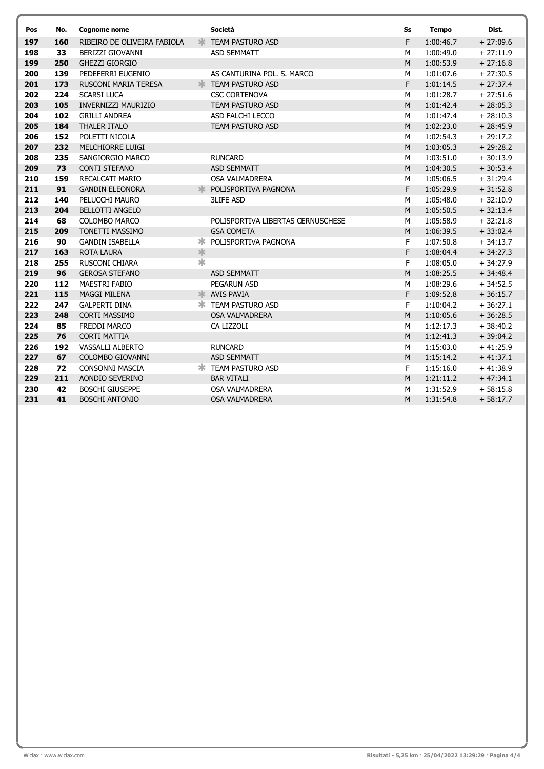| Pos | No. | Cognome nome | | Società | Ss | Tempo | Dist. |
|---|---|---|---|---|---|---|---|
| 197 | 160 | RIBEIRO DE OLIVEIRA FABIOLA | * | TEAM PASTURO ASD | F | 1:00:46.7 | + 27:09.6 |
| 198 | 33 | BERIZZI GIOVANNI | | ASD SEMMATT | M | 1:00:49.0 | + 27:11.9 |
| 199 | 250 | GHEZZI GIORGIO | | | M | 1:00:53.9 | + 27:16.8 |
| 200 | 139 | PEDEFERRI EUGENIO | | AS CANTURINA POL. S. MARCO | M | 1:01:07.6 | + 27:30.5 |
| 201 | 173 | RUSCONI MARIA TERESA | * | TEAM PASTURO ASD | F | 1:01:14.5 | + 27:37.4 |
| 202 | 224 | SCARSI LUCA | | CSC CORTENOVA | M | 1:01:28.7 | + 27:51.6 |
| 203 | 105 | INVERNIZZI MAURIZIO | | TEAM PASTURO ASD | M | 1:01:42.4 | + 28:05.3 |
| 204 | 102 | GRILLI ANDREA | | ASD FALCHI LECCO | M | 1:01:47.4 | + 28:10.3 |
| 205 | 184 | THALER ITALO | | TEAM PASTURO ASD | M | 1:02:23.0 | + 28:45.9 |
| 206 | 152 | POLETTI NICOLA | | | M | 1:02:54.3 | + 29:17.2 |
| 207 | 232 | MELCHIORRE LUIGI | | | M | 1:03:05.3 | + 29:28.2 |
| 208 | 235 | SANGIORGIO MARCO | | RUNCARD | M | 1:03:51.0 | + 30:13.9 |
| 209 | 73 | CONTI STEFANO | | ASD SEMMATT | M | 1:04:30.5 | + 30:53.4 |
| 210 | 159 | RECALCATI MARIO | | OSA VALMADRERA | M | 1:05:06.5 | + 31:29.4 |
| 211 | 91 | GANDIN ELEONORA | * | POLISPORTIVA PAGNONA | F | 1:05:29.9 | + 31:52.8 |
| 212 | 140 | PELUCCHI MAURO | | 3LIFE ASD | M | 1:05:48.0 | + 32:10.9 |
| 213 | 204 | BELLOTTI ANGELO | | | M | 1:05:50.5 | + 32:13.4 |
| 214 | 68 | COLOMBO MARCO | | POLISPORTIVA LIBERTAS CERNUSCHESE | M | 1:05:58.9 | + 32:21.8 |
| 215 | 209 | TONETTI MASSIMO | | GSA COMETA | M | 1:06:39.5 | + 33:02.4 |
| 216 | 90 | GANDIN ISABELLA | * | POLISPORTIVA PAGNONA | F | 1:07:50.8 | + 34:13.7 |
| 217 | 163 | ROTA LAURA | * | | F | 1:08:04.4 | + 34:27.3 |
| 218 | 255 | RUSCONI CHIARA | * | | F | 1:08:05.0 | + 34:27.9 |
| 219 | 96 | GEROSA STEFANO | | ASD SEMMATT | M | 1:08:25.5 | + 34:48.4 |
| 220 | 112 | MAESTRI FABIO | | PEGARUN ASD | M | 1:08:29.6 | + 34:52.5 |
| 221 | 115 | MAGGI MILENA | * | AVIS PAVIA | F | 1:09:52.8 | + 36:15.7 |
| 222 | 247 | GALPERTI DINA | * | TEAM PASTURO ASD | F | 1:10:04.2 | + 36:27.1 |
| 223 | 248 | CORTI MASSIMO | | OSA VALMADRERA | M | 1:10:05.6 | + 36:28.5 |
| 224 | 85 | FREDDI MARCO | | CA LIZZOLI | M | 1:12:17.3 | + 38:40.2 |
| 225 | 76 | CORTI MATTIA | | | M | 1:12:41.3 | + 39:04.2 |
| 226 | 192 | VASSALLI ALBERTO | | RUNCARD | M | 1:15:03.0 | + 41:25.9 |
| 227 | 67 | COLOMBO GIOVANNI | | ASD SEMMATT | M | 1:15:14.2 | + 41:37.1 |
| 228 | 72 | CONSONNI MASCIA | * | TEAM PASTURO ASD | F | 1:15:16.0 | + 41:38.9 |
| 229 | 211 | AONDIO SEVERINO | | BAR VITALI | M | 1:21:11.2 | + 47:34.1 |
| 230 | 42 | BOSCHI GIUSEPPE | | OSA VALMADRERA | M | 1:31:52.9 | + 58:15.8 |
| 231 | 41 | BOSCHI ANTONIO | | OSA VALMADRERA | M | 1:31:54.8 | + 58:17.7 |